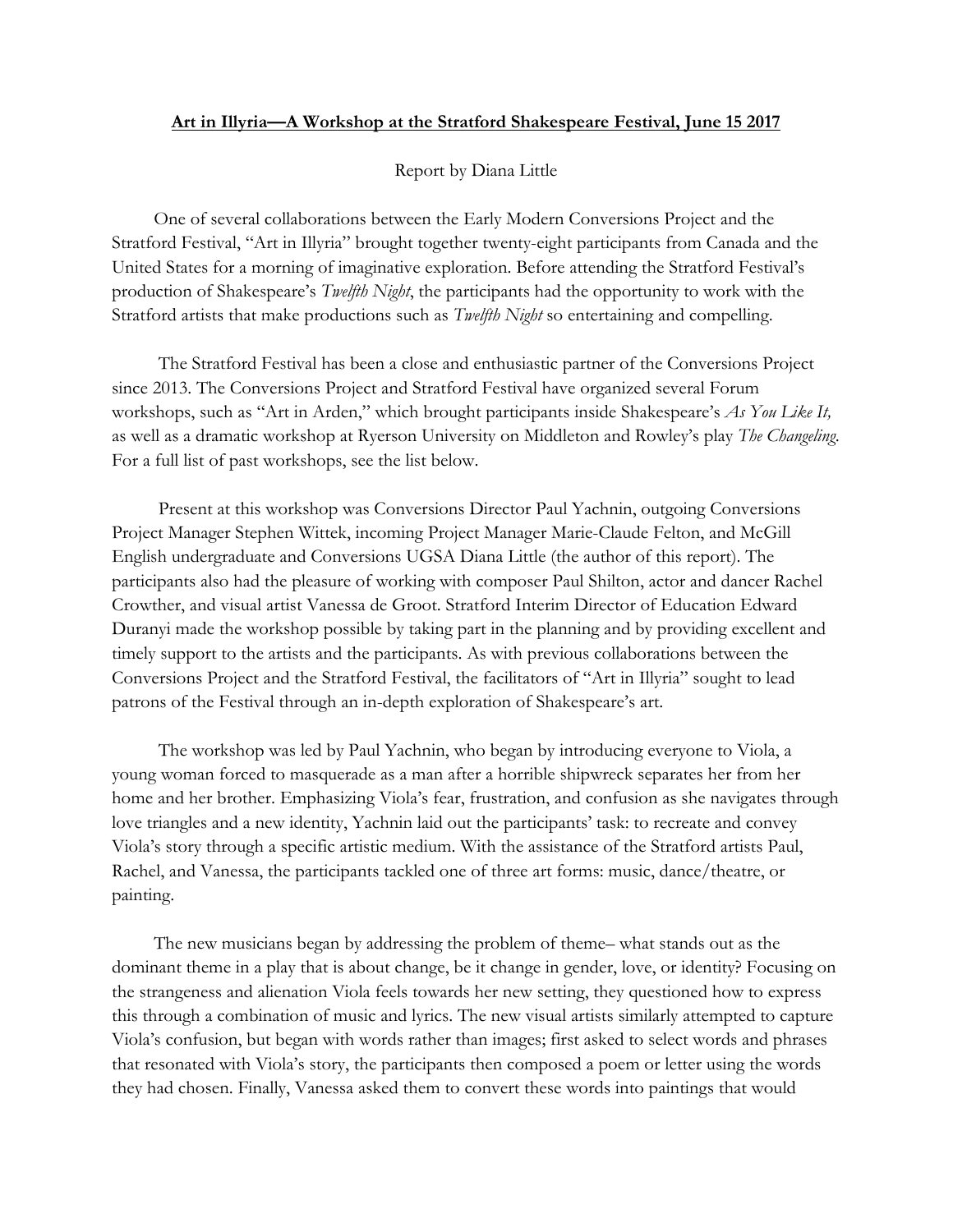**Art in Illyria—A Workshop at the Stratford Shakespeare Festival, June 15 2017**

Report by Diana Little

One of several collaborations between the Early Modern Conversions Project and the Stratford Festival, "Art in Illyria" brought together twenty-eight participants from Canada and the United States for a morning of imaginative exploration. Before attending the Stratford Festival's production of Shakespeare's *Twelfth Night*, the participants had the opportunity to work with the Stratford artists that make productions such as *Twelfth Night* so entertaining and compelling.

The Stratford Festival has been a close and enthusiastic partner of the Conversions Project since 2013. The Conversions Project and Stratford Festival have organized several Forum workshops, such as "Art in Arden," which brought participants inside Shakespeare's *As You Like It,* as well as a dramatic workshop at Ryerson University on Middleton and Rowley's play *The Changeling*. For a full list of past workshops, see the list below.

Present at this workshop was Conversions Director Paul Yachnin, outgoing Conversions Project Manager Stephen Wittek, incoming Project Manager Marie-Claude Felton, and McGill English undergraduate and Conversions UGSA Diana Little (the author of this report). The participants also had the pleasure of working with composer Paul Shilton, actor and dancer Rachel Crowther, and visual artist Vanessa de Groot. Stratford Interim Director of Education Edward Duranyi made the workshop possible by taking part in the planning and by providing excellent and timely support to the artists and the participants. As with previous collaborations between the Conversions Project and the Stratford Festival, the facilitators of "Art in Illyria" sought to lead patrons of the Festival through an in-depth exploration of Shakespeare's art.

The workshop was led by Paul Yachnin, who began by introducing everyone to Viola, a young woman forced to masquerade as a man after a horrible shipwreck separates her from her home and her brother. Emphasizing Viola's fear, frustration, and confusion as she navigates through love triangles and a new identity, Yachnin laid out the participants' task: to recreate and convey Viola's story through a specific artistic medium. With the assistance of the Stratford artists Paul, Rachel, and Vanessa, the participants tackled one of three art forms: music, dance/theatre, or painting.

The new musicians began by addressing the problem of theme– what stands out as the dominant theme in a play that is about change, be it change in gender, love, or identity? Focusing on the strangeness and alienation Viola feels towards her new setting, they questioned how to express this through a combination of music and lyrics. The new visual artists similarly attempted to capture Viola's confusion, but began with words rather than images; first asked to select words and phrases that resonated with Viola's story, the participants then composed a poem or letter using the words they had chosen. Finally, Vanessa asked them to convert these words into paintings that would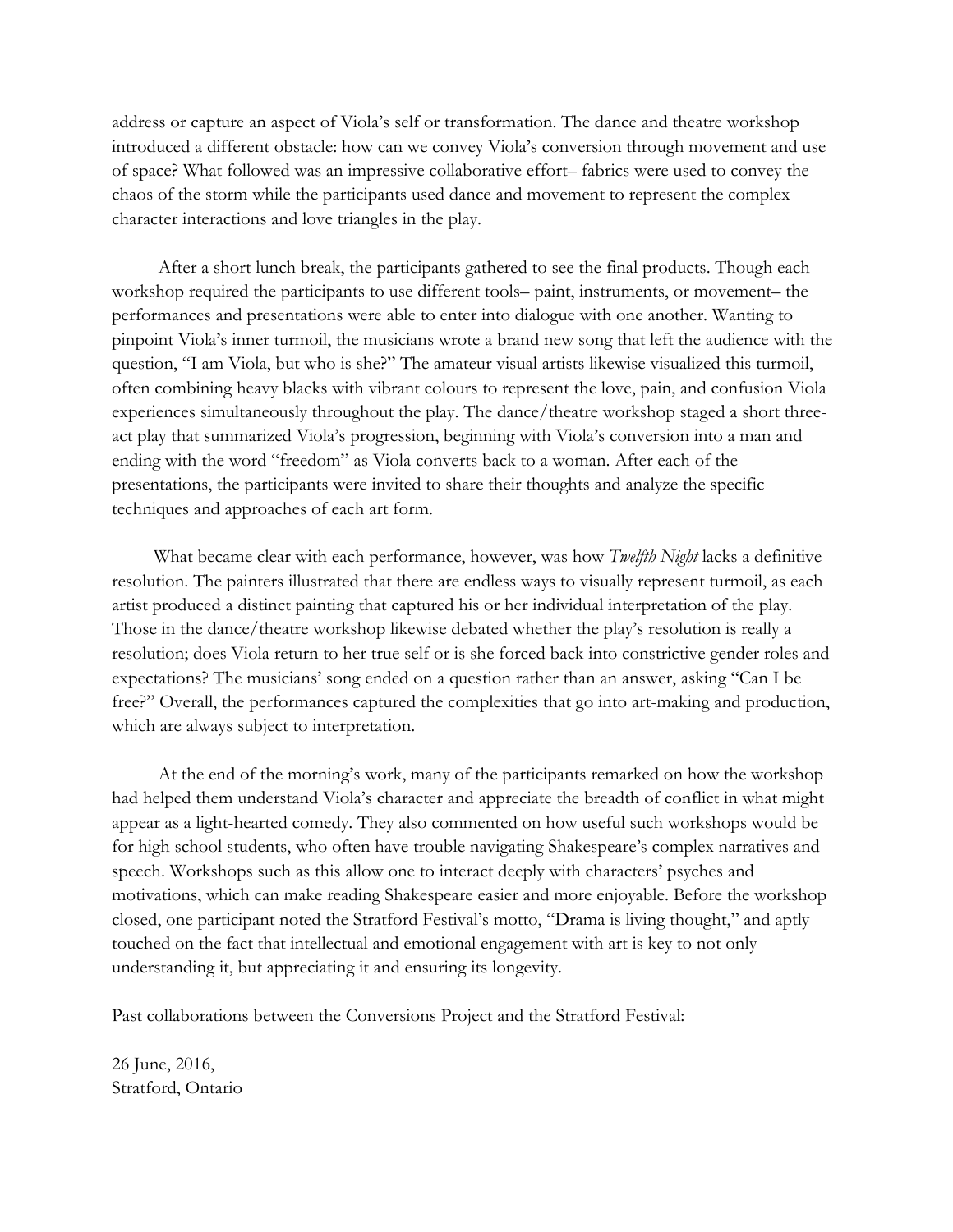address or capture an aspect of Viola's self or transformation. The dance and theatre workshop introduced a different obstacle: how can we convey Viola's conversion through movement and use of space? What followed was an impressive collaborative effort– fabrics were used to convey the chaos of the storm while the participants used dance and movement to represent the complex character interactions and love triangles in the play.

After a short lunch break, the participants gathered to see the final products. Though each workshop required the participants to use different tools– paint, instruments, or movement– the performances and presentations were able to enter into dialogue with one another. Wanting to pinpoint Viola's inner turmoil, the musicians wrote a brand new song that left the audience with the question, "I am Viola, but who is she?" The amateur visual artists likewise visualized this turmoil, often combining heavy blacks with vibrant colours to represent the love, pain, and confusion Viola experiences simultaneously throughout the play. The dance/theatre workshop staged a short three-act play that summarized Viola's progression, beginning with Viola's conversion into a man and ending with the word "freedom" as Viola converts back to a woman. After each of the presentations, the participants were invited to share their thoughts and analyze the specific techniques and approaches of each art form.

What became clear with each performance, however, was how *Twelfth Night* lacks a definitive resolution. The painters illustrated that there are endless ways to visually represent turmoil, as each artist produced a distinct painting that captured his or her individual interpretation of the play. Those in the dance/theatre workshop likewise debated whether the play's resolution is really a resolution; does Viola return to her true self or is she forced back into constrictive gender roles and expectations? The musicians' song ended on a question rather than an answer, asking "Can I be free?" Overall, the performances captured the complexities that go into art-making and production, which are always subject to interpretation.

At the end of the morning's work, many of the participants remarked on how the workshop had helped them understand Viola's character and appreciate the breadth of conflict in what might appear as a light-hearted comedy. They also commented on how useful such workshops would be for high school students, who often have trouble navigating Shakespeare's complex narratives and speech. Workshops such as this allow one to interact deeply with characters' psyches and motivations, which can make reading Shakespeare easier and more enjoyable. Before the workshop closed, one participant noted the Stratford Festival's motto, "Drama is living thought," and aptly touched on the fact that intellectual and emotional engagement with art is key to not only understanding it, but appreciating it and ensuring its longevity.

Past collaborations between the Conversions Project and the Stratford Festival:

26 June, 2016,
Stratford, Ontario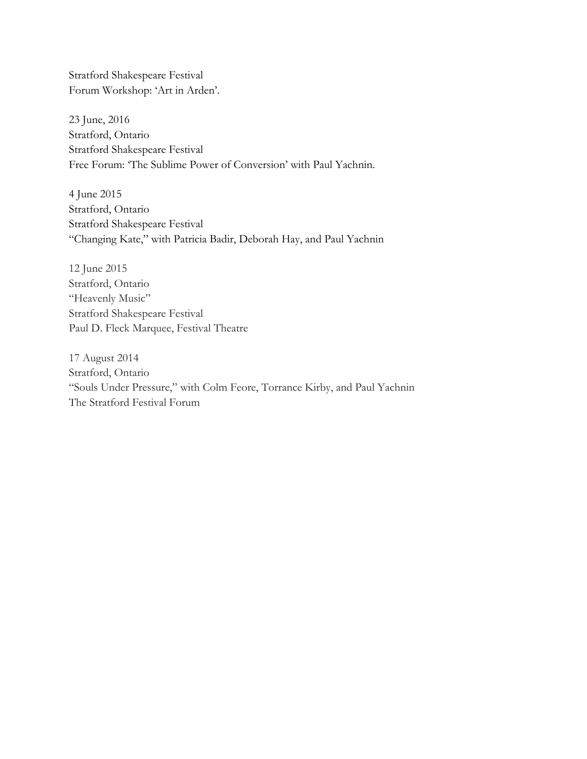Stratford Shakespeare Festival
Forum Workshop: 'Art in Arden'.

23 June, 2016
Stratford, Ontario
Stratford Shakespeare Festival
Free Forum: 'The Sublime Power of Conversion' with Paul Yachnin.

4 June 2015
Stratford, Ontario
Stratford Shakespeare Festival
"Changing Kate," with Patricia Badir, Deborah Hay, and Paul Yachnin

12 June 2015
Stratford, Ontario
"Heavenly Music"
Stratford Shakespeare Festival
Paul D. Fleck Marquee, Festival Theatre

17 August 2014
Stratford, Ontario
"Souls Under Pressure," with Colm Feore, Torrance Kirby, and Paul Yachnin
The Stratford Festival Forum